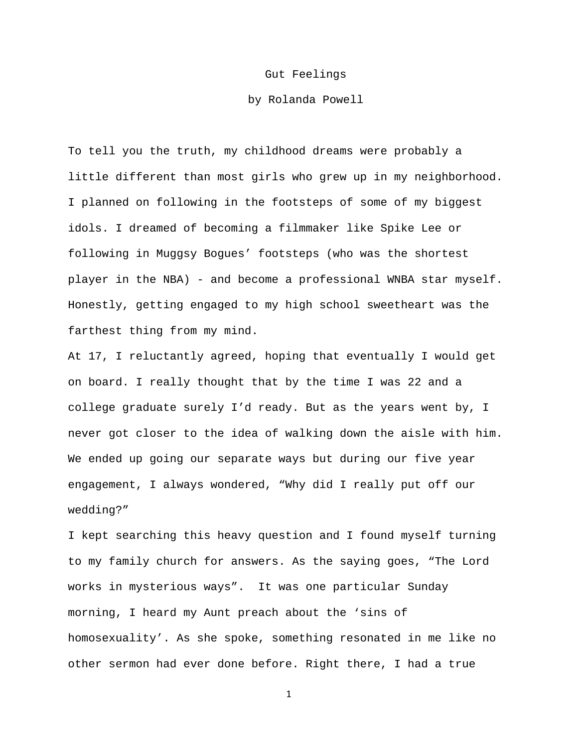# Gut Feelings

by Rolanda Powell

To tell you the truth, my childhood dreams were probably a little different than most girls who grew up in my neighborhood. I planned on following in the footsteps of some of my biggest idols. I dreamed of becoming a filmmaker like Spike Lee or following in Muggsy Bogues' footsteps (who was the shortest player in the NBA) - and become a professional WNBA star myself. Honestly, getting engaged to my high school sweetheart was the farthest thing from my mind.

At 17, I reluctantly agreed, hoping that eventually I would get on board. I really thought that by the time I was 22 and a college graduate surely I'd ready. But as the years went by, I never got closer to the idea of walking down the aisle with him. We ended up going our separate ways but during our five year engagement, I always wondered, "Why did I really put off our wedding?"

I kept searching this heavy question and I found myself turning to my family church for answers. As the saying goes, "The Lord works in mysterious ways". It was one particular Sunday morning, I heard my Aunt preach about the 'sins of homosexuality'. As she spoke, something resonated in me like no other sermon had ever done before. Right there, I had a true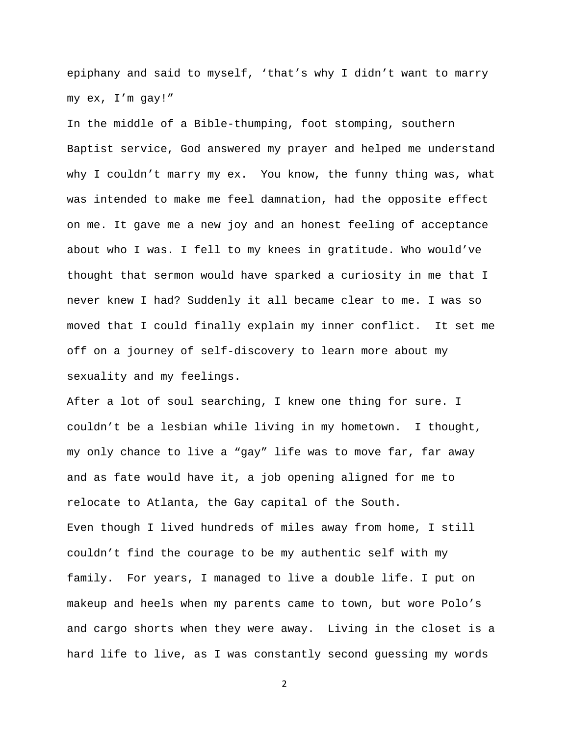epiphany and said to myself, 'that's why I didn't want to marry my ex, I'm gay!"

In the middle of a Bible-thumping, foot stomping, southern Baptist service, God answered my prayer and helped me understand why I couldn't marry my ex. You know, the funny thing was, what was intended to make me feel damnation, had the opposite effect on me. It gave me a new joy and an honest feeling of acceptance about who I was. I fell to my knees in gratitude. Who would've thought that sermon would have sparked a curiosity in me that I never knew I had? Suddenly it all became clear to me. I was so moved that I could finally explain my inner conflict. It set me off on a journey of self-discovery to learn more about my sexuality and my feelings.

After a lot of soul searching, I knew one thing for sure. I couldn't be a lesbian while living in my hometown. I thought, my only chance to live a "gay" life was to move far, far away and as fate would have it, a job opening aligned for me to relocate to Atlanta, the Gay capital of the South.

Even though I lived hundreds of miles away from home, I still couldn't find the courage to be my authentic self with my family. For years, I managed to live a double life. I put on makeup and heels when my parents came to town, but wore Polo's and cargo shorts when they were away. Living in the closet is a hard life to live, as I was constantly second guessing my words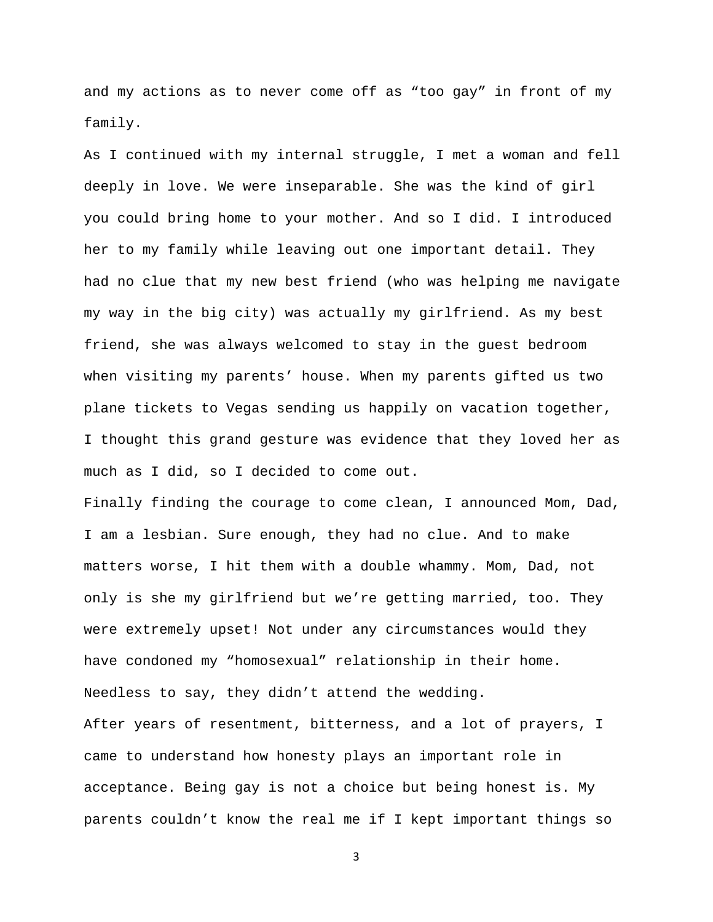and my actions as to never come off as “too gay” in front of my family.

As I continued with my internal struggle, I met a woman and fell deeply in love. We were inseparable. She was the kind of girl you could bring home to your mother. And so I did. I introduced her to my family while leaving out one important detail. They had no clue that my new best friend (who was helping me navigate my way in the big city) was actually my girlfriend. As my best friend, she was always welcomed to stay in the guest bedroom when visiting my parents’ house. When my parents gifted us two plane tickets to Vegas sending us happily on vacation together, I thought this grand gesture was evidence that they loved her as much as I did, so I decided to come out.

Finally finding the courage to come clean, I announced Mom, Dad, I am a lesbian. Sure enough, they had no clue. And to make matters worse, I hit them with a double whammy. Mom, Dad, not only is she my girlfriend but we’re getting married, too. They were extremely upset! Not under any circumstances would they have condoned my “homosexual” relationship in their home. Needless to say, they didn’t attend the wedding.

After years of resentment, bitterness, and a lot of prayers, I came to understand how honesty plays an important role in acceptance. Being gay is not a choice but being honest is. My parents couldn’t know the real me if I kept important things so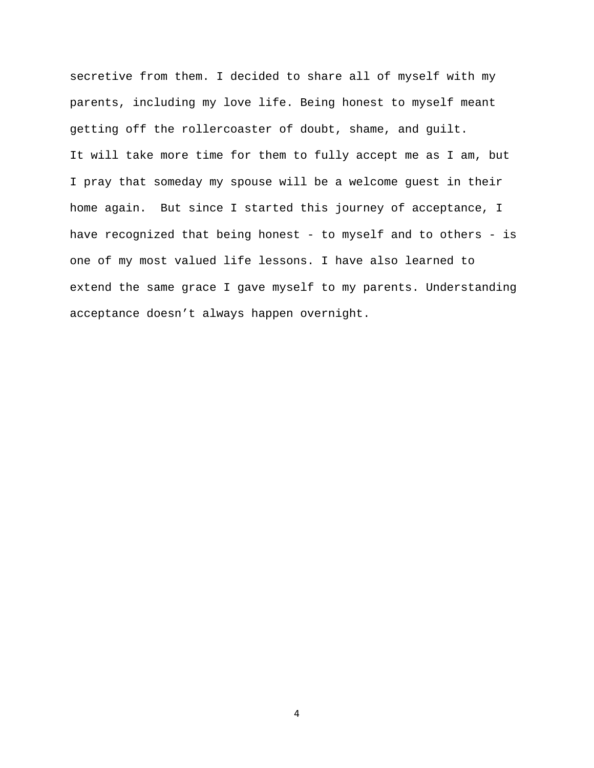secretive from them. I decided to share all of myself with my parents, including my love life. Being honest to myself meant getting off the rollercoaster of doubt, shame, and guilt.

It will take more time for them to fully accept me as I am, but I pray that someday my spouse will be a welcome guest in their home again.  But since I started this journey of acceptance, I have recognized that being honest - to myself and to others - is one of my most valued life lessons. I have also learned to extend the same grace I gave myself to my parents. Understanding acceptance doesn’t always happen overnight.